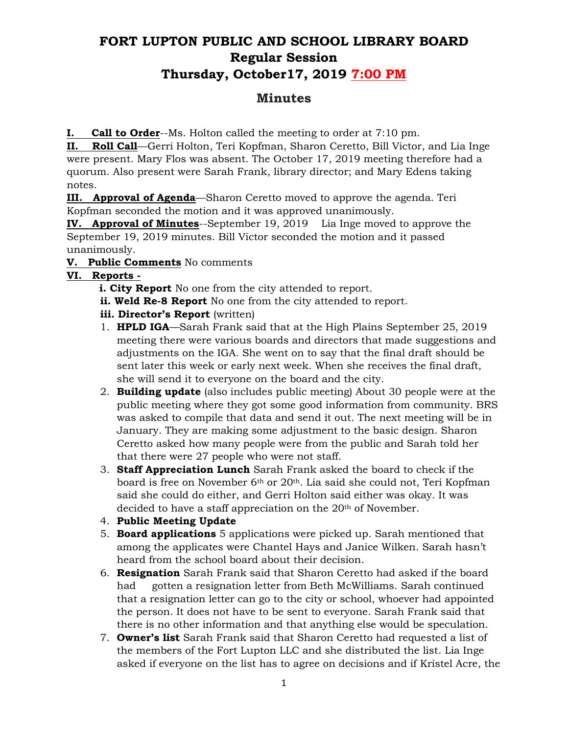# FORT LUPTON PUBLIC AND SCHOOL LIBRARY BOARD
## Regular Session
## Thursday, October17, 2019 7:00 PM

## Minutes

**I. Call to Order**--Ms. Holton called the meeting to order at 7:10 pm.

**II. Roll Call**—Gerri Holton, Teri Kopfman, Sharon Ceretto, Bill Victor, and Lia Inge were present. Mary Flos was absent. The October 17, 2019 meeting therefore had a quorum. Also present were Sarah Frank, library director; and Mary Edens taking notes.

**III. Approval of Agenda**—Sharon Ceretto moved to approve the agenda. Teri Kopfman seconded the motion and it was approved unanimously.

**IV. Approval of Minutes**--September 19, 2019 Lia Inge moved to approve the September 19, 2019 minutes. Bill Victor seconded the motion and it passed unanimously.

**V. Public Comments** No comments

**VI. Reports -**

**i. City Report** No one from the city attended to report.

**ii. Weld Re-8 Report** No one from the city attended to report.

**iii. Director's Report** (written)

1. **HPLD IGA**—Sarah Frank said that at the High Plains September 25, 2019 meeting there were various boards and directors that made suggestions and adjustments on the IGA. She went on to say that the final draft should be sent later this week or early next week. When she receives the final draft, she will send it to everyone on the board and the city.
2. **Building update** (also includes public meeting) About 30 people were at the public meeting where they got some good information from community. BRS was asked to compile that data and send it out. The next meeting will be in January. They are making some adjustment to the basic design. Sharon Ceretto asked how many people were from the public and Sarah told her that there were 27 people who were not staff.
3. **Staff Appreciation Lunch** Sarah Frank asked the board to check if the board is free on November 6th or 20th. Lia said she could not, Teri Kopfman said she could do either, and Gerri Holton said either was okay. It was decided to have a staff appreciation on the 20th of November.
4. **Public Meeting Update**
5. **Board applications** 5 applications were picked up. Sarah mentioned that among the applicates were Chantel Hays and Janice Wilken. Sarah hasn't heard from the school board about their decision.
6. **Resignation** Sarah Frank said that Sharon Ceretto had asked if the board had gotten a resignation letter from Beth McWilliams. Sarah continued that a resignation letter can go to the city or school, whoever had appointed the person. It does not have to be sent to everyone. Sarah Frank said that there is no other information and that anything else would be speculation.
7. **Owner's list** Sarah Frank said that Sharon Ceretto had requested a list of the members of the Fort Lupton LLC and she distributed the list. Lia Inge asked if everyone on the list has to agree on decisions and if Kristel Acre, the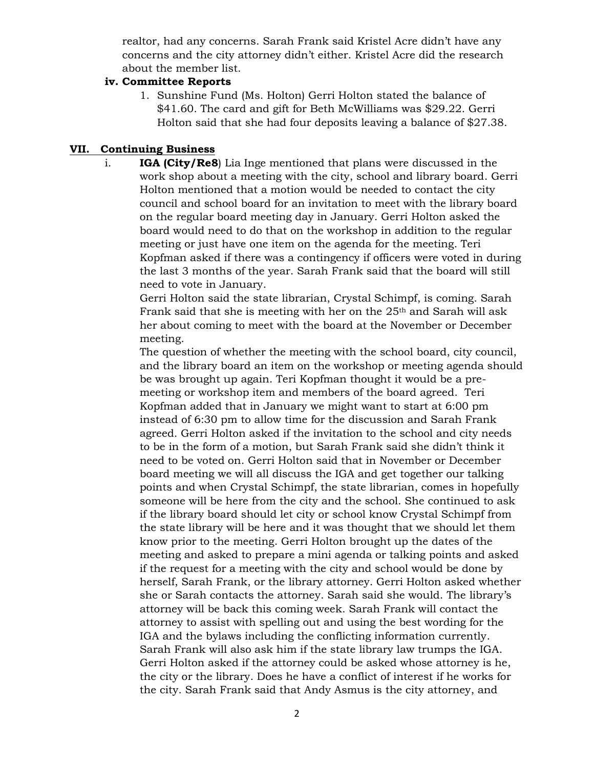realtor, had any concerns. Sarah Frank said Kristel Acre didn't have any concerns and the city attorney didn't either. Kristel Acre did the research about the member list.

**iv. Committee Reports**

1. Sunshine Fund (Ms. Holton) Gerri Holton stated the balance of $41.60. The card and gift for Beth McWilliams was $29.22. Gerri Holton said that she had four deposits leaving a balance of $27.38.

## VII. Continuing Business

i. **IGA (City/Re8**) Lia Inge mentioned that plans were discussed in the work shop about a meeting with the city, school and library board. Gerri Holton mentioned that a motion would be needed to contact the city council and school board for an invitation to meet with the library board on the regular board meeting day in January. Gerri Holton asked the board would need to do that on the workshop in addition to the regular meeting or just have one item on the agenda for the meeting. Teri Kopfman asked if there was a contingency if officers were voted in during the last 3 months of the year. Sarah Frank said that the board will still need to vote in January.

Gerri Holton said the state librarian, Crystal Schimpf, is coming. Sarah Frank said that she is meeting with her on the 25th and Sarah will ask her about coming to meet with the board at the November or December meeting.

The question of whether the meeting with the school board, city council, and the library board an item on the workshop or meeting agenda should be was brought up again. Teri Kopfman thought it would be a pre-meeting or workshop item and members of the board agreed. Teri Kopfman added that in January we might want to start at 6:00 pm instead of 6:30 pm to allow time for the discussion and Sarah Frank agreed. Gerri Holton asked if the invitation to the school and city needs to be in the form of a motion, but Sarah Frank said she didn't think it need to be voted on. Gerri Holton said that in November or December board meeting we will all discuss the IGA and get together our talking points and when Crystal Schimpf, the state librarian, comes in hopefully someone will be here from the city and the school. She continued to ask if the library board should let city or school know Crystal Schimpf from the state library will be here and it was thought that we should let them know prior to the meeting. Gerri Holton brought up the dates of the meeting and asked to prepare a mini agenda or talking points and asked if the request for a meeting with the city and school would be done by herself, Sarah Frank, or the library attorney. Gerri Holton asked whether she or Sarah contacts the attorney. Sarah said she would. The library's attorney will be back this coming week. Sarah Frank will contact the attorney to assist with spelling out and using the best wording for the IGA and the bylaws including the conflicting information currently. Sarah Frank will also ask him if the state library law trumps the IGA. Gerri Holton asked if the attorney could be asked whose attorney is he, the city or the library. Does he have a conflict of interest if he works for the city. Sarah Frank said that Andy Asmus is the city attorney, and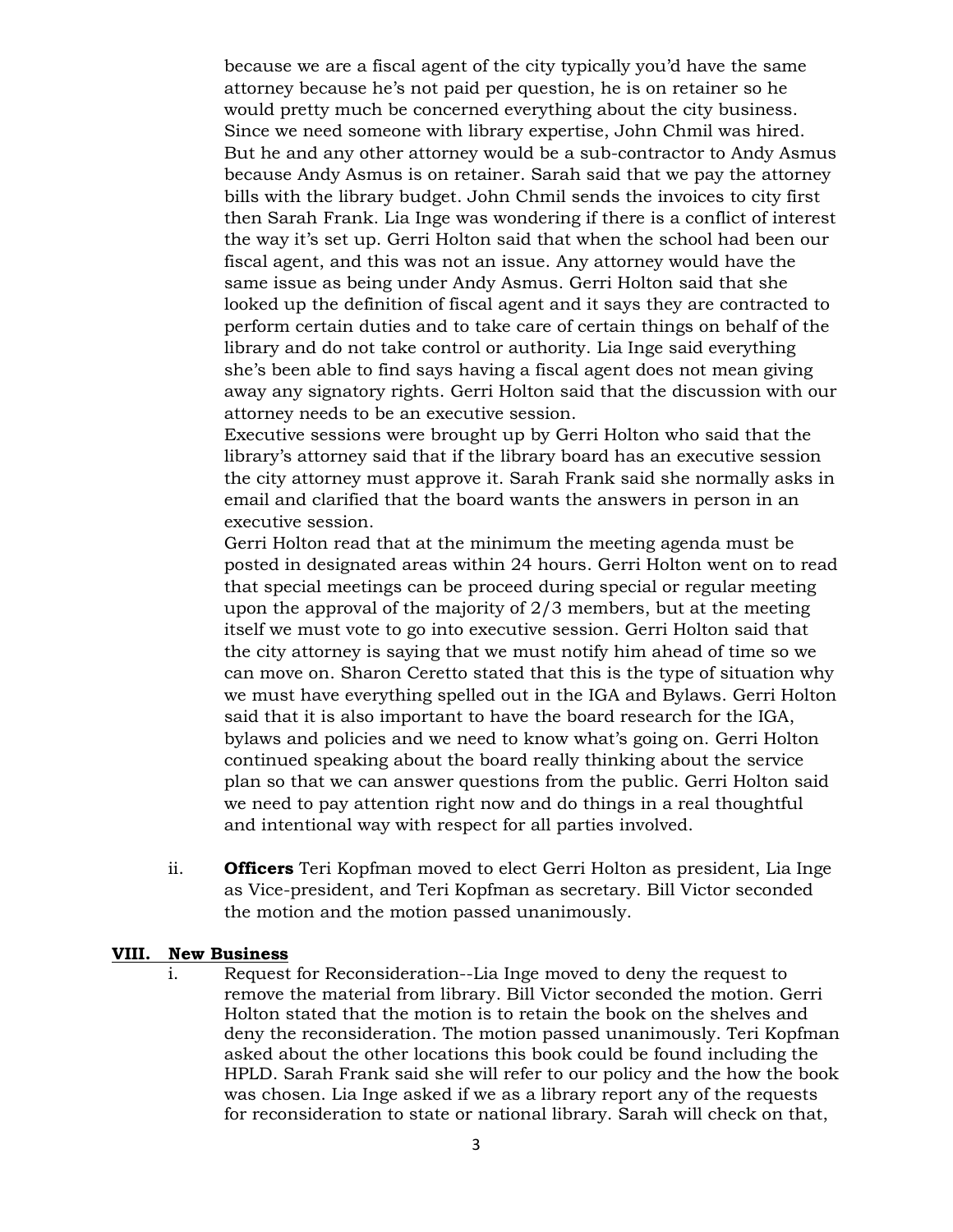because we are a fiscal agent of the city typically you'd have the same attorney because he's not paid per question, he is on retainer so he would pretty much be concerned everything about the city business. Since we need someone with library expertise, John Chmil was hired. But he and any other attorney would be a sub-contractor to Andy Asmus because Andy Asmus is on retainer. Sarah said that we pay the attorney bills with the library budget. John Chmil sends the invoices to city first then Sarah Frank. Lia Inge was wondering if there is a conflict of interest the way it's set up. Gerri Holton said that when the school had been our fiscal agent, and this was not an issue. Any attorney would have the same issue as being under Andy Asmus. Gerri Holton said that she looked up the definition of fiscal agent and it says they are contracted to perform certain duties and to take care of certain things on behalf of the library and do not take control or authority. Lia Inge said everything she's been able to find says having a fiscal agent does not mean giving away any signatory rights. Gerri Holton said that the discussion with our attorney needs to be an executive session.

Executive sessions were brought up by Gerri Holton who said that the library's attorney said that if the library board has an executive session the city attorney must approve it. Sarah Frank said she normally asks in email and clarified that the board wants the answers in person in an executive session.

Gerri Holton read that at the minimum the meeting agenda must be posted in designated areas within 24 hours. Gerri Holton went on to read that special meetings can be proceed during special or regular meeting upon the approval of the majority of 2/3 members, but at the meeting itself we must vote to go into executive session. Gerri Holton said that the city attorney is saying that we must notify him ahead of time so we can move on. Sharon Ceretto stated that this is the type of situation why we must have everything spelled out in the IGA and Bylaws. Gerri Holton said that it is also important to have the board research for the IGA, bylaws and policies and we need to know what's going on. Gerri Holton continued speaking about the board really thinking about the service plan so that we can answer questions from the public. Gerri Holton said we need to pay attention right now and do things in a real thoughtful and intentional way with respect for all parties involved.

ii. **Officers** Teri Kopfman moved to elect Gerri Holton as president, Lia Inge as Vice-president, and Teri Kopfman as secretary. Bill Victor seconded the motion and the motion passed unanimously.

## VIII. New Business

i. Request for Reconsideration--Lia Inge moved to deny the request to remove the material from library. Bill Victor seconded the motion. Gerri Holton stated that the motion is to retain the book on the shelves and deny the reconsideration. The motion passed unanimously. Teri Kopfman asked about the other locations this book could be found including the HPLD. Sarah Frank said she will refer to our policy and the how the book was chosen. Lia Inge asked if we as a library report any of the requests for reconsideration to state or national library. Sarah will check on that,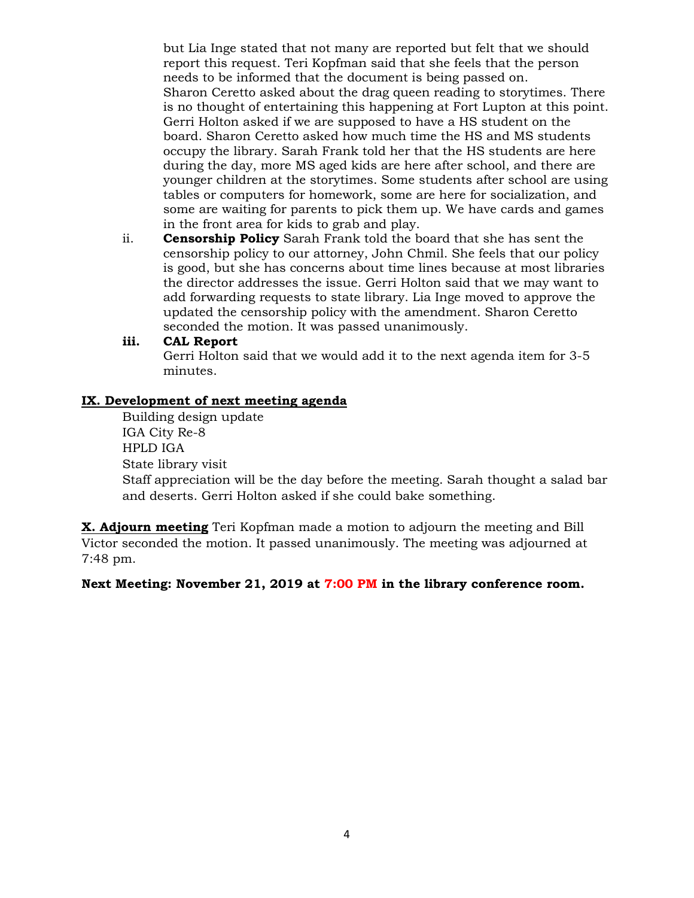but Lia Inge stated that not many are reported but felt that we should report this request. Teri Kopfman said that she feels that the person needs to be informed that the document is being passed on. Sharon Ceretto asked about the drag queen reading to storytimes. There is no thought of entertaining this happening at Fort Lupton at this point. Gerri Holton asked if we are supposed to have a HS student on the board. Sharon Ceretto asked how much time the HS and MS students occupy the library. Sarah Frank told her that the HS students are here during the day, more MS aged kids are here after school, and there are younger children at the storytimes. Some students after school are using tables or computers for homework, some are here for socialization, and some are waiting for parents to pick them up. We have cards and games in the front area for kids to grab and play.

ii. **Censorship Policy** Sarah Frank told the board that she has sent the censorship policy to our attorney, John Chmil. She feels that our policy is good, but she has concerns about time lines because at most libraries the director addresses the issue. Gerri Holton said that we may want to add forwarding requests to state library. Lia Inge moved to approve the updated the censorship policy with the amendment. Sharon Ceretto seconded the motion. It was passed unanimously.

**iii. CAL Report**
Gerri Holton said that we would add it to the next agenda item for 3-5 minutes.

## IX. Development of next meeting agenda

Building design update
IGA City Re-8
HPLD IGA
State library visit
Staff appreciation will be the day before the meeting. Sarah thought a salad bar and deserts. Gerri Holton asked if she could bake something.

**X. Adjourn meeting** Teri Kopfman made a motion to adjourn the meeting and Bill Victor seconded the motion. It passed unanimously. The meeting was adjourned at 7:48 pm.

**Next Meeting: November 21, 2019 at 7:00 PM in the library conference room.**